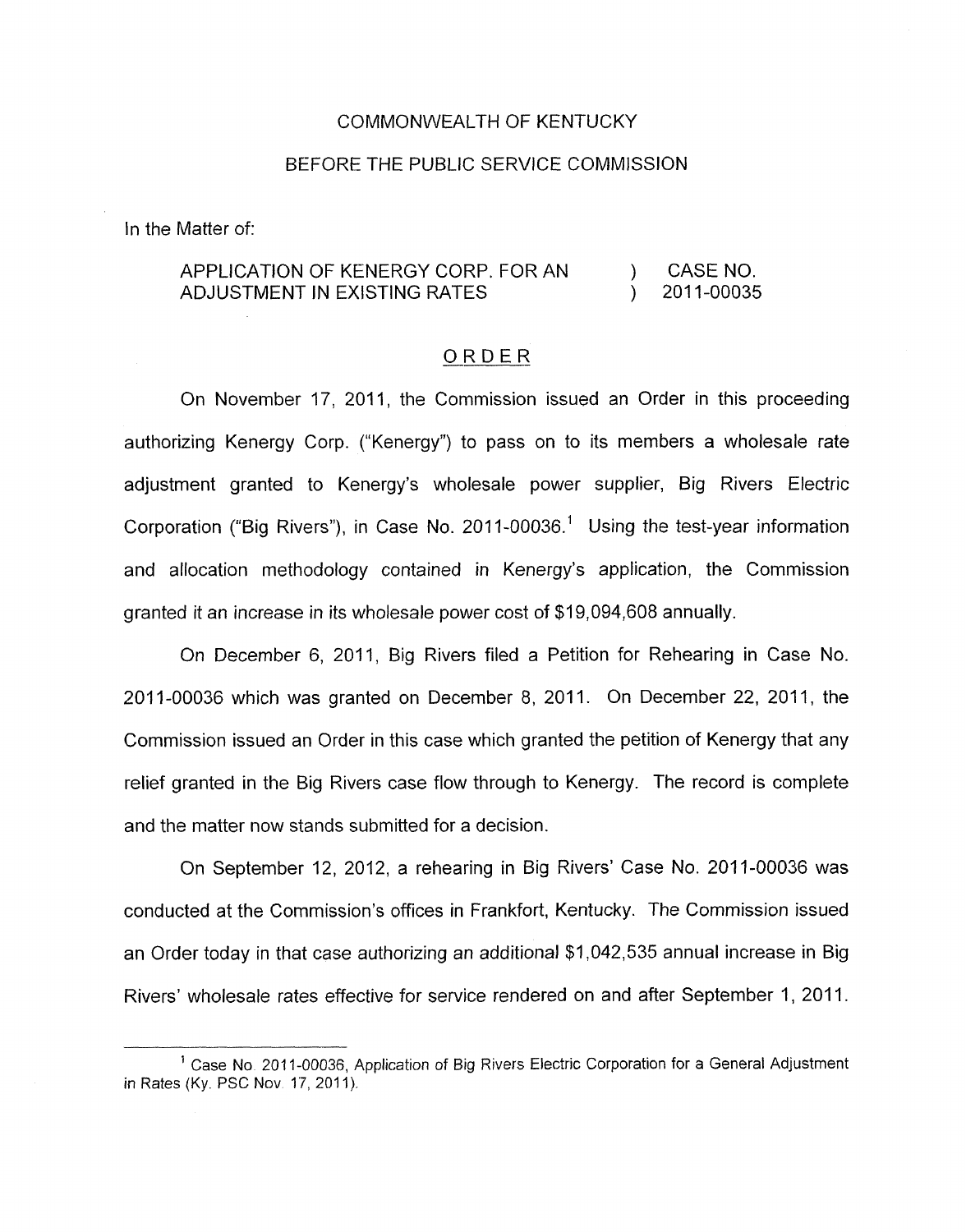COMMONWEALTH OF KENTUCKY

BEFORE THE PUBLIC SERVICE COMMISSION

In the Matter of:

| | | |
|---|---|---|
| APPLICATION OF KENERGY CORP. FOR AN ADJUSTMENT IN EXISTING RATES | ) ) | CASE NO. 2011-00035 |

## ORDER

On November 17, 2011, the Commission issued an Order in this proceeding authorizing Kenergy Corp. ("Kenergy") to pass on to its members a wholesale rate adjustment granted to Kenergy's wholesale power supplier, Big Rivers Electric Corporation ("Big Rivers"), in Case No. 2011-00036.[1] Using the test-year information and allocation methodology contained in Kenergy's application, the Commission granted it an increase in its wholesale power cost of $19,094,608 annually.

On December 6, 2011, Big Rivers filed a Petition for Rehearing in Case No. 2011-00036 which was granted on December 8, 2011. On December 22, 2011, the Commission issued an Order in this case which granted the petition of Kenergy that any relief granted in the Big Rivers case flow through to Kenergy. The record is complete and the matter now stands submitted for a decision.

On September 12, 2012, a rehearing in Big Rivers' Case No. 2011-00036 was conducted at the Commission's offices in Frankfort, Kentucky. The Commission issued an Order today in that case authorizing an additional $1,042,535 annual increase in Big Rivers' wholesale rates effective for service rendered on and after September 1, 2011.

---

[1] Case No. 2011-00036, Application of Big Rivers Electric Corporation for a General Adjustment in Rates (Ky. PSC Nov. 17, 2011).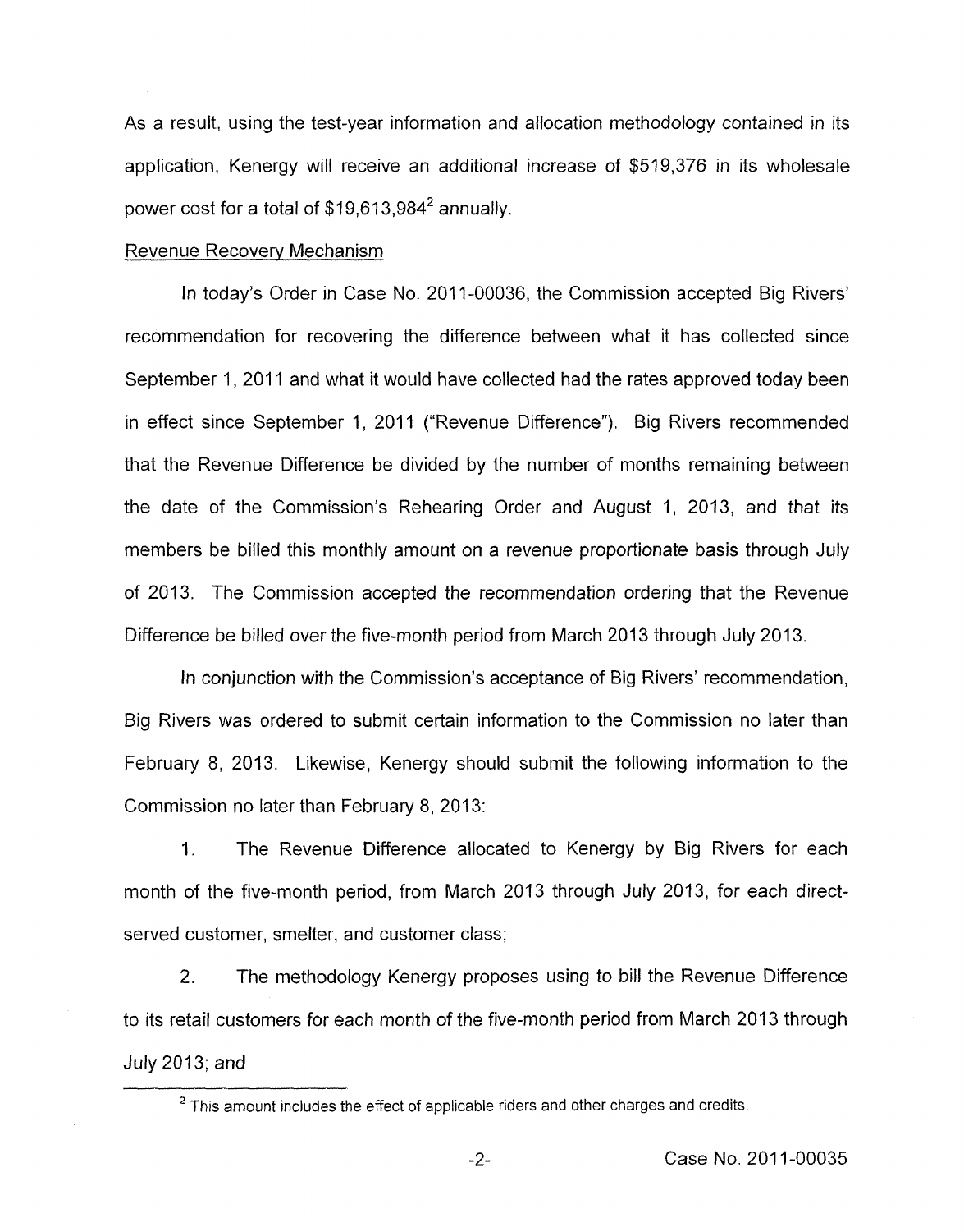As a result, using the test-year information and allocation methodology contained in its application, Kenergy will receive an additional increase of $519,376 in its wholesale power cost for a total of $19,613,984[2] annually.

Revenue Recovery Mechanism

In today's Order in Case No. 2011-00036, the Commission accepted Big Rivers' recommendation for recovering the difference between what it has collected since September 1, 2011 and what it would have collected had the rates approved today been in effect since September 1, 2011 ("Revenue Difference"). Big Rivers recommended that the Revenue Difference be divided by the number of months remaining between the date of the Commission's Rehearing Order and August 1, 2013, and that its members be billed this monthly amount on a revenue proportionate basis through July of 2013. The Commission accepted the recommendation ordering that the Revenue Difference be billed over the five-month period from March 2013 through July 2013.

In conjunction with the Commission's acceptance of Big Rivers' recommendation, Big Rivers was ordered to submit certain information to the Commission no later than February 8, 2013. Likewise, Kenergy should submit the following information to the Commission no later than February 8, 2013:

1. The Revenue Difference allocated to Kenergy by Big Rivers for each month of the five-month period, from March 2013 through July 2013, for each direct-served customer, smelter, and customer class;

2. The methodology Kenergy proposes using to bill the Revenue Difference to its retail customers for each month of the five-month period from March 2013 through July 2013; and

[2] This amount includes the effect of applicable riders and other charges and credits.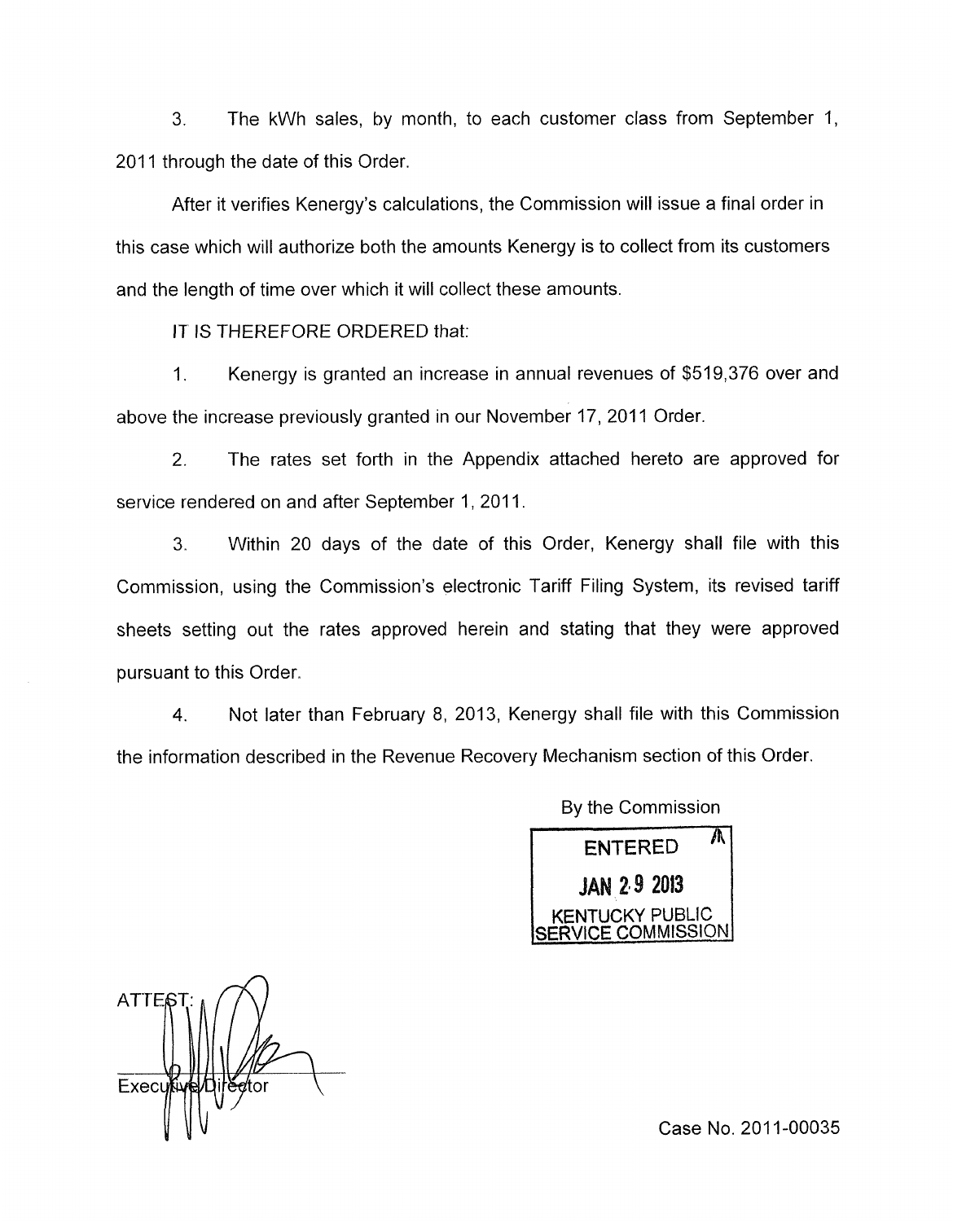3. The kWh sales, by month, to each customer class from September 1, 2011 through the date of this Order.

After it verifies Kenergy's calculations, the Commission will issue a final order in this case which will authorize both the amounts Kenergy is to collect from its customers and the length of time over which it will collect these amounts.

IT IS THEREFORE ORDERED that:

1. Kenergy is granted an increase in annual revenues of $519,376 over and above the increase previously granted in our November 17, 2011 Order.

2. The rates set forth in the Appendix attached hereto are approved for service rendered on and after September 1, 2011.

3. Within 20 days of the date of this Order, Kenergy shall file with this Commission, using the Commission's electronic Tariff Filing System, its revised tariff sheets setting out the rates approved herein and stating that they were approved pursuant to this Order.

4. Not later than February 8, 2013, Kenergy shall file with this Commission the information described in the Revenue Recovery Mechanism section of this Order.

By the Commission

ENTERED

JAN 29 2013

KENTUCKY PUBLIC SERVICE COMMISSION

ATTEST:

Executive Director

Case No. 2011-00035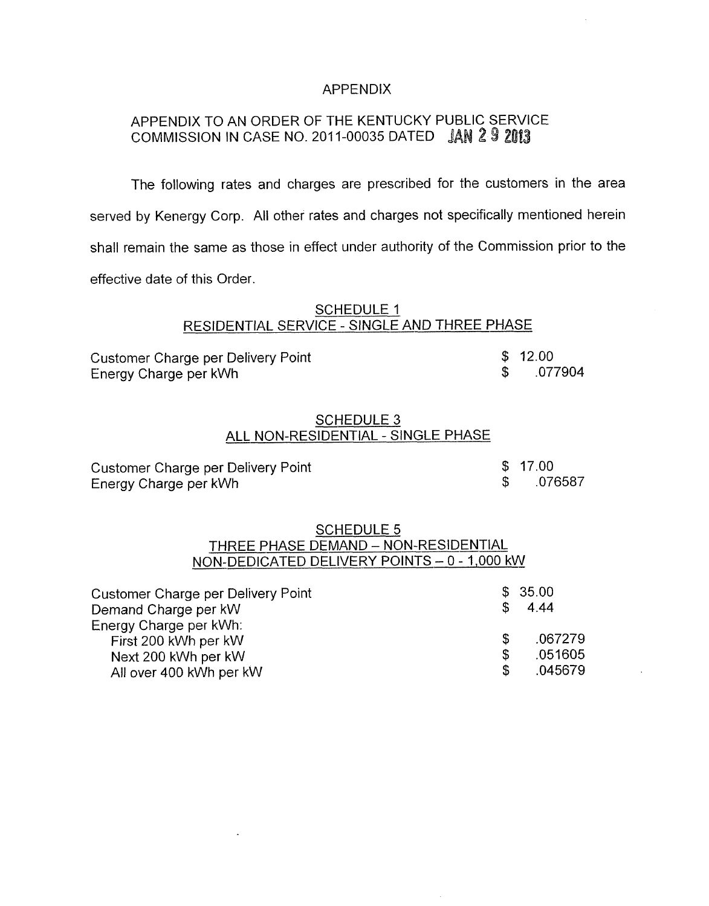# APPENDIX

## APPENDIX TO AN ORDER OF THE KENTUCKY PUBLIC SERVICE COMMISSION IN CASE NO. 2011-00035 DATED JAN 29 2013

The following rates and charges are prescribed for the customers in the area served by Kenergy Corp. All other rates and charges not specifically mentioned herein shall remain the same as those in effect under authority of the Commission prior to the effective date of this Order.

### SCHEDULE 1
### RESIDENTIAL SERVICE - SINGLE AND THREE PHASE

| | |
|---|---|
| Customer Charge per Delivery Point | $ 12.00 |
| Energy Charge per kWh | $ .077904 |

### SCHEDULE 3
### ALL NON-RESIDENTIAL - SINGLE PHASE

| | |
|---|---|
| Customer Charge per Delivery Point | $ 17.00 |
| Energy Charge per kWh | $ .076587 |

### SCHEDULE 5
### THREE PHASE DEMAND – NON-RESIDENTIAL
### NON-DEDICATED DELIVERY POINTS – 0 - 1,000 kW

| | |
|---|---|
| Customer Charge per Delivery Point | $ 35.00 |
| Demand Charge per kW | $ 4.44 |
| Energy Charge per kWh: | |
| First 200 kWh per kW | $ .067279 |
| Next 200 kWh per kW | $ .051605 |
| All over 400 kWh per kW | $ .045679 |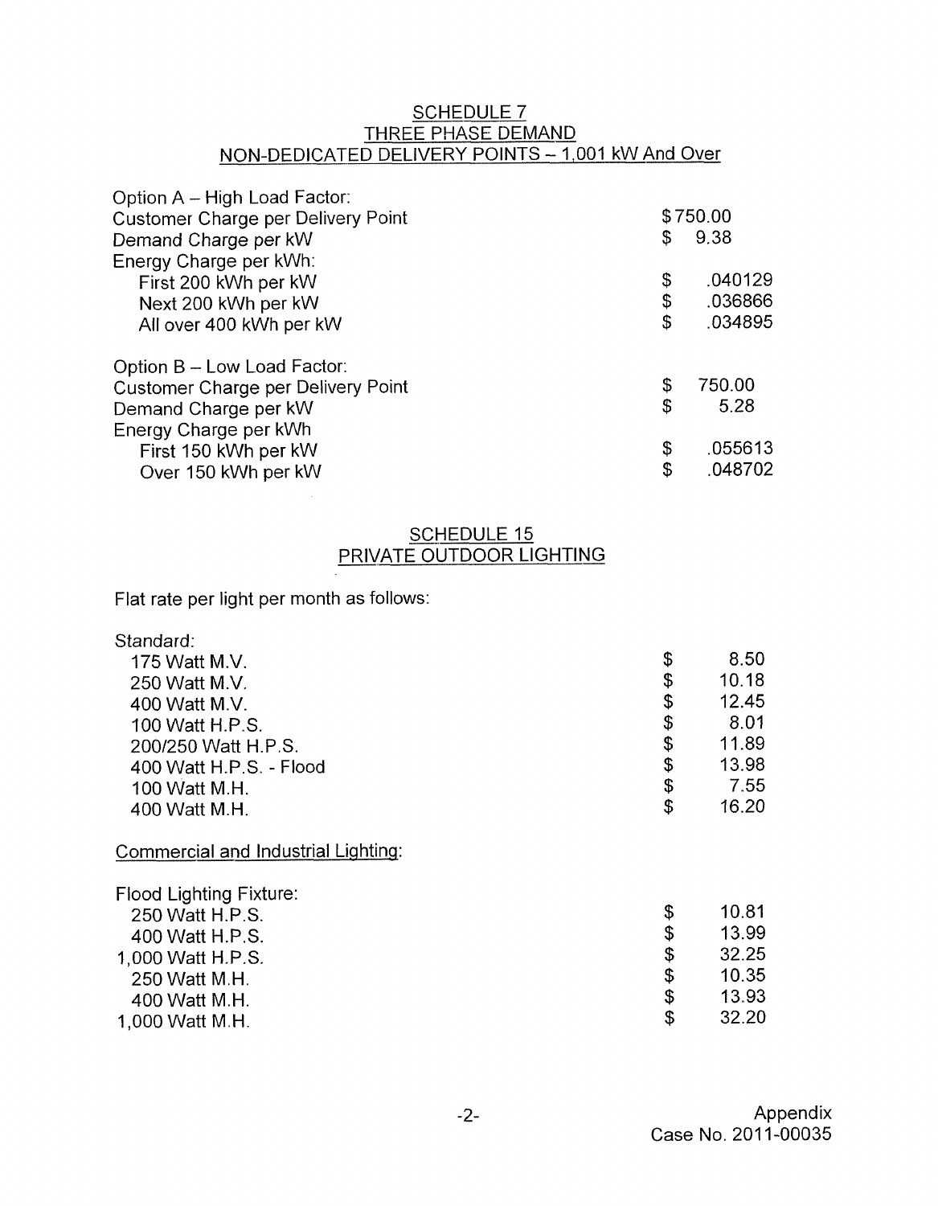## SCHEDULE 7
## THREE PHASE DEMAND
## NON-DEDICATED DELIVERY POINTS – 1,001 kW And Over

| | |
|---|---|
| Option A – High Load Factor: | |
| Customer Charge per Delivery Point | $750.00 |
| Demand Charge per kW | $ 9.38 |
| Energy Charge per kWh: | |
| First 200 kWh per kW | $ .040129 |
| Next 200 kWh per kW | $ .036866 |
| All over 400 kWh per kW | $ .034895 |

| | |
|---|---|
| Option B – Low Load Factor: | |
| Customer Charge per Delivery Point | $ 750.00 |
| Demand Charge per kW | $ 5.28 |
| Energy Charge per kWh | |
| First 150 kWh per kW | $ .055613 |
| Over 150 kWh per kW | $ .048702 |

## SCHEDULE 15
## PRIVATE OUTDOOR LIGHTING

Flat rate per light per month as follows:

| | |
|---|---|
| Standard: | |
| 175 Watt M.V. | $ 8.50 |
| 250 Watt M.V. | $ 10.18 |
| 400 Watt M.V. | $ 12.45 |
| 100 Watt H.P.S. | $ 8.01 |
| 200/250 Watt H.P.S. | $ 11.89 |
| 400 Watt H.P.S. - Flood | $ 13.98 |
| 100 Watt M.H. | $ 7.55 |
| 400 Watt M.H. | $ 16.20 |

Commercial and Industrial Lighting:

| | |
|---|---|
| Flood Lighting Fixture: | |
| 250 Watt H.P.S. | $ 10.81 |
| 400 Watt H.P.S. | $ 13.99 |
| 1,000 Watt H.P.S. | $ 32.25 |
| 250 Watt M.H. | $ 10.35 |
| 400 Watt M.H. | $ 13.93 |
| 1,000 Watt M.H. | $ 32.20 |

Appendix
Case No. 2011-00035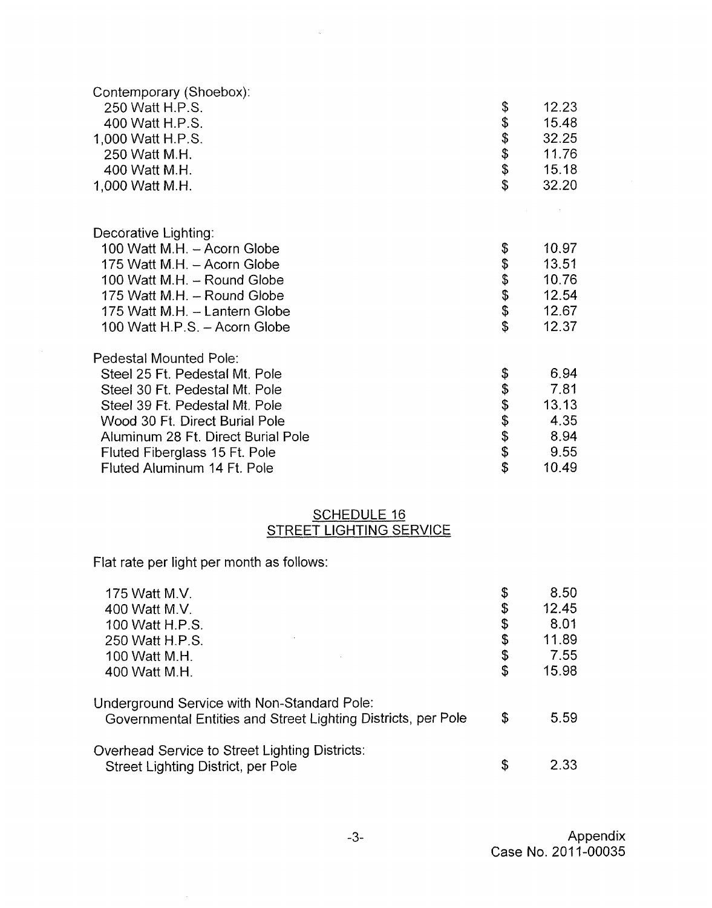Contemporary (Shoebox):

| | | |
|---|---|---|
| 250 Watt H.P.S. | $ | 12.23 |
| 400 Watt H.P.S. | $ | 15.48 |
| 1,000 Watt H.P.S. | $ | 32.25 |
| 250 Watt M.H. | $ | 11.76 |
| 400 Watt M.H. | $ | 15.18 |
| 1,000 Watt M.H. | $ | 32.20 |

Decorative Lighting:

| | | |
|---|---|---|
| 100 Watt M.H. – Acorn Globe | $ | 10.97 |
| 175 Watt M.H. – Acorn Globe | $ | 13.51 |
| 100 Watt M.H. – Round Globe | $ | 10.76 |
| 175 Watt M.H. – Round Globe | $ | 12.54 |
| 175 Watt M.H. – Lantern Globe | $ | 12.67 |
| 100 Watt H.P.S. – Acorn Globe | $ | 12.37 |

Pedestal Mounted Pole:

| | | |
|---|---|---|
| Steel 25 Ft. Pedestal Mt. Pole | $ | 6.94 |
| Steel 30 Ft. Pedestal Mt. Pole | $ | 7.81 |
| Steel 39 Ft. Pedestal Mt. Pole | $ | 13.13 |
| Wood 30 Ft. Direct Burial Pole | $ | 4.35 |
| Aluminum 28 Ft. Direct Burial Pole | $ | 8.94 |
| Fluted Fiberglass 15 Ft. Pole | $ | 9.55 |
| Fluted Aluminum 14 Ft. Pole | $ | 10.49 |

## SCHEDULE 16
## STREET LIGHTING SERVICE

Flat rate per light per month as follows:

| | | |
|---|---|---|
| 175 Watt M.V. | $ | 8.50 |
| 400 Watt M.V. | $ | 12.45 |
| 100 Watt H.P.S. | $ | 8.01 |
| 250 Watt H.P.S. | $ | 11.89 |
| 100 Watt M.H. | $ | 7.55 |
| 400 Watt M.H. | $ | 15.98 |

Underground Service with Non-Standard Pole:

| | | |
|---|---|---|
| Governmental Entities and Street Lighting Districts, per Pole | $ | 5.59 |

Overhead Service to Street Lighting Districts:

| | | |
|---|---|---|
| Street Lighting District, per Pole | $ | 2.33 |

Appendix
Case No. 2011-00035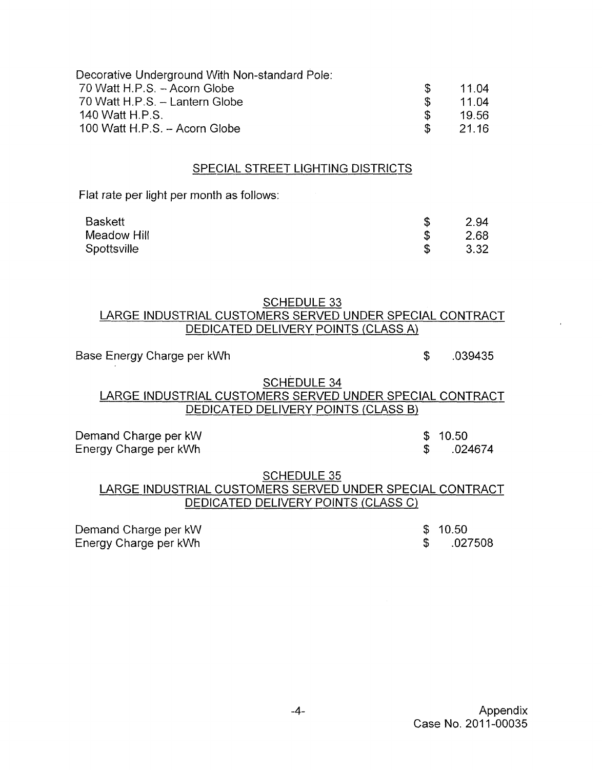Decorative Underground With Non-standard Pole:

| | | |
|---|---|---|
| 70 Watt H.P.S. -- Acorn Globe | $ | 11.04 |
| 70 Watt H.P.S. – Lantern Globe | $ | 11.04 |
| 140 Watt H.P.S. | $ | 19.56 |
| 100 Watt H.P.S. -- Acorn Globe | $ | 21.16 |

## SPECIAL STREET LIGHTING DISTRICTS

Flat rate per light per month as follows:

| | | |
|---|---|---|
| Baskett | $ | 2.94 |
| Meadow Hill | $ | 2.68 |
| Spottsville | $ | 3.32 |

## SCHEDULE 33
## LARGE INDUSTRIAL CUSTOMERS SERVED UNDER SPECIAL CONTRACT DEDICATED DELIVERY POINTS (CLASS A)

| | | |
|---|---|---|
| Base Energy Charge per kWh | $ | .039435 |

## SCHEDULE 34
## LARGE INDUSTRIAL CUSTOMERS SERVED UNDER SPECIAL CONTRACT DEDICATED DELIVERY POINTS (CLASS B)

| | | |
|---|---|---|
| Demand Charge per kW | $ | 10.50 |
| Energy Charge per kWh | $ | .024674 |

## SCHEDULE 35
## LARGE INDUSTRIAL CUSTOMERS SERVED UNDER SPECIAL CONTRACT DEDICATED DELIVERY POINTS (CLASS C)

| | | |
|---|---|---|
| Demand Charge per kW | $ | 10.50 |
| Energy Charge per kWh | $ | .027508 |

Appendix
Case No. 2011-00035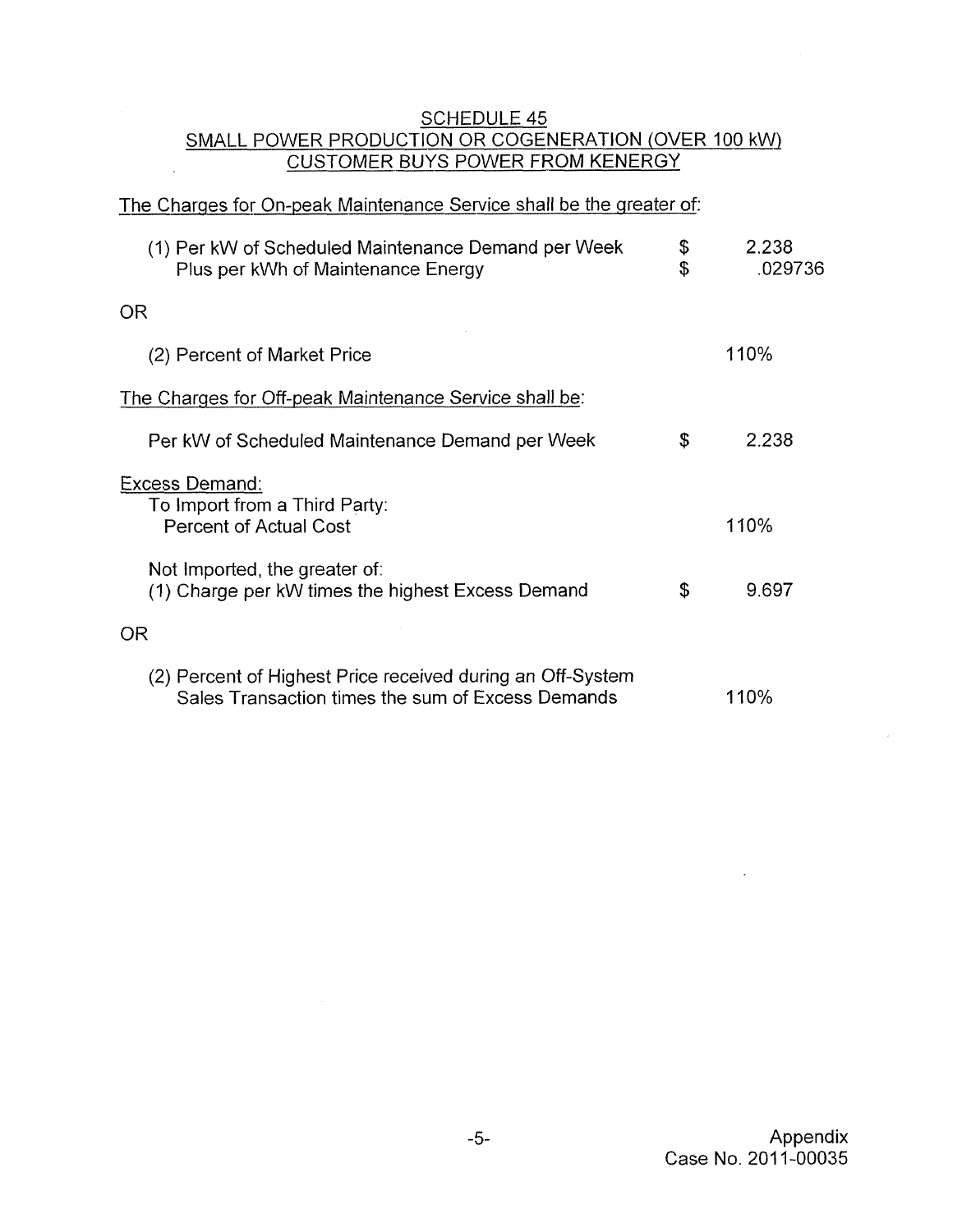## SCHEDULE 45
## SMALL POWER PRODUCTION OR COGENERATION (OVER 100 kW)
## CUSTOMER BUYS POWER FROM KENERGY

The Charges for On-peak Maintenance Service shall be the greater of:

| | | |
|---|---|---|
| (1) Per kW of Scheduled Maintenance Demand per Week | $ | 2.238 |
| Plus per kWh of Maintenance Energy | $ | .029736 |
| OR | | |
| (2) Percent of Market Price | | 110% |

The Charges for Off-peak Maintenance Service shall be:

| | | |
|---|---|---|
| Per kW of Scheduled Maintenance Demand per Week | $ | 2.238 |

Excess Demand:

| | | |
|---|---|---|
| To Import from a Third Party: Percent of Actual Cost | | 110% |
| Not Imported, the greater of: (1) Charge per kW times the highest Excess Demand | $ | 9.697 |
| OR | | |
| (2) Percent of Highest Price received during an Off-System Sales Transaction times the sum of Excess Demands | | 110% |

Appendix
Case No. 2011-00035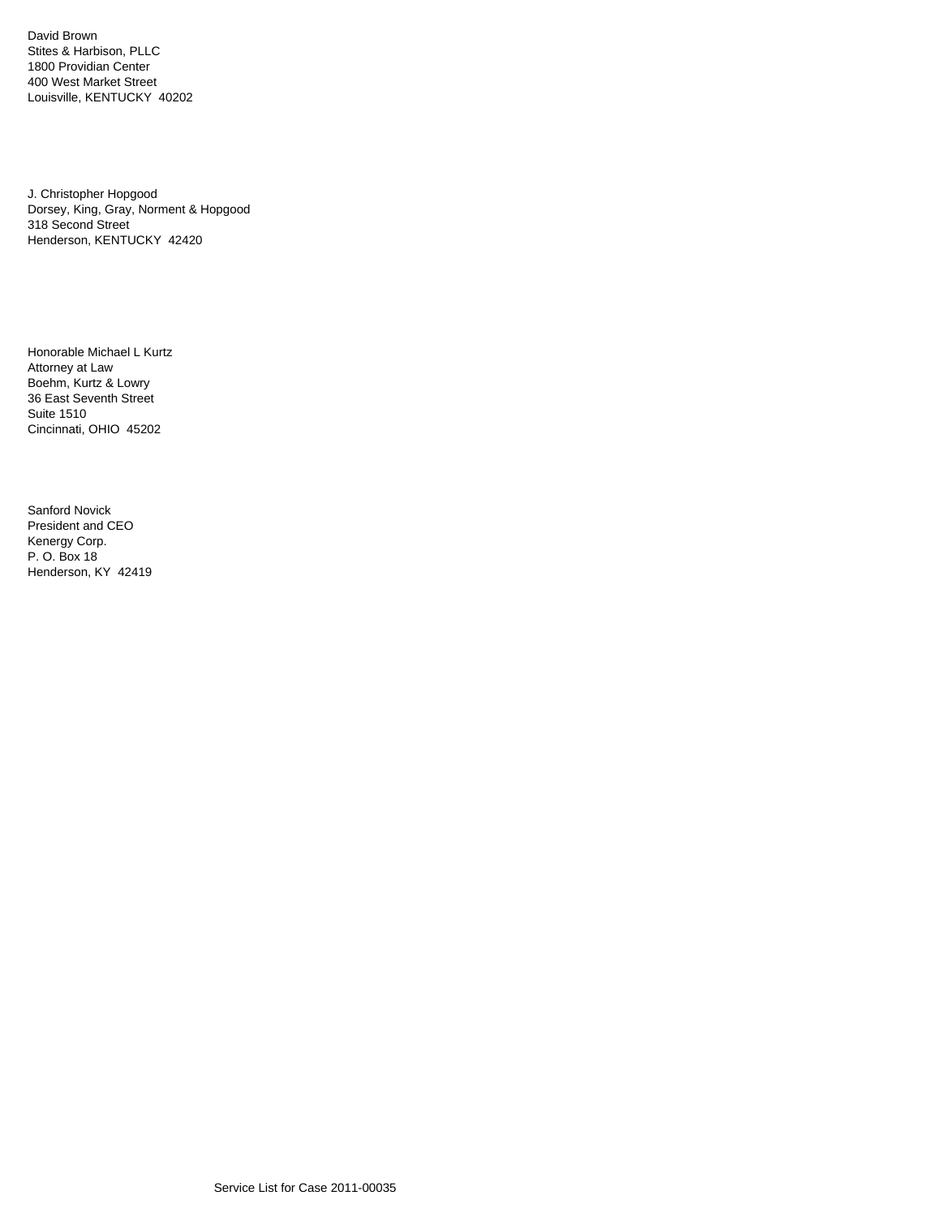David Brown
Stites & Harbison, PLLC
1800 Providian Center
400 West Market Street
Louisville, KENTUCKY 40202

J. Christopher Hopgood
Dorsey, King, Gray, Norment & Hopgood
318 Second Street
Henderson, KENTUCKY 42420

Honorable Michael L Kurtz
Attorney at Law
Boehm, Kurtz & Lowry
36 East Seventh Street
Suite 1510
Cincinnati, OHIO 45202

Sanford Novick
President and CEO
Kenergy Corp.
P. O. Box 18
Henderson, KY 42419